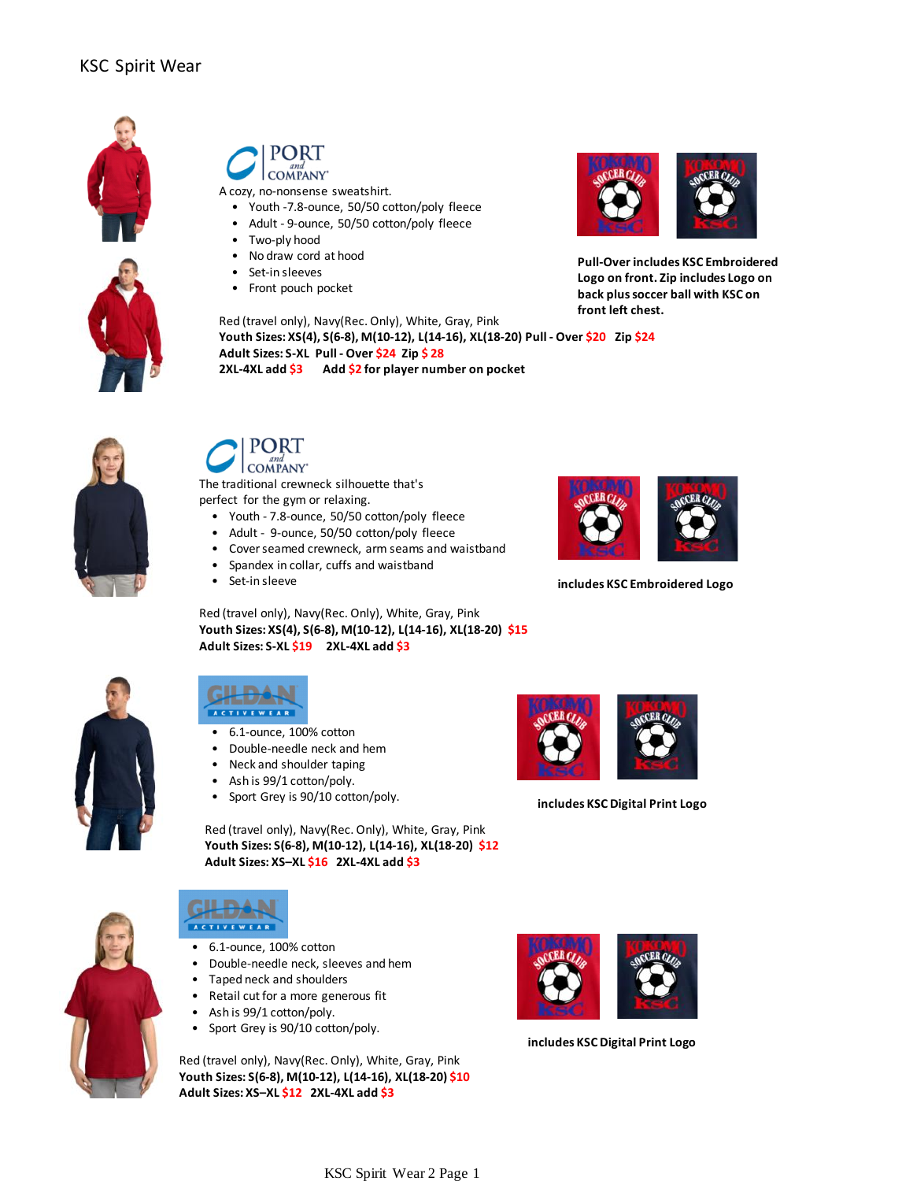# KSC Spirit Wear

PORT and COMPANY

A cozy, no-nonsense sweatshirt.

- Youth -7.8-ounce, 50/50 cotton/poly fleece
- Adult - 9-ounce, 50/50 cotton/poly fleece
- Two-ply hood
- No draw cord at hood
- Set-in sleeves
- Front pouch pocket

**Pull-Over includes KSC Embroidered Logo on front. Zip includes Logo on back plus soccer ball with KSC on front left chest.**

Red (travel only), Navy(Rec. Only), White, Gray, Pink
**Youth Sizes: XS(4), S(6-8), M(10-12), L(14-16), XL(18-20) Pull - Over $20 Zip $24**
**Adult Sizes: S-XL Pull - Over $24 Zip $ 28**
**2XL-4XL add $3 Add $2 for player number on pocket**

PORT and COMPANY

The traditional crewneck silhouette that's perfect for the gym or relaxing.

- Youth - 7.8-ounce, 50/50 cotton/poly fleece
- Adult - 9-ounce, 50/50 cotton/poly fleece
- Cover seamed crewneck, arm seams and waistband
- Spandex in collar, cuffs and waistband
- Set-in sleeve

**includes KSC Embroidered Logo**

Red (travel only), Navy(Rec. Only), White, Gray, Pink
**Youth Sizes: XS(4), S(6-8), M(10-12), L(14-16), XL(18-20) $15**
**Adult Sizes: S-XL $19 2XL-4XL add $3**

GILDAN ACTIVEWEAR

- 6.1-ounce, 100% cotton
- Double-needle neck and hem
- Neck and shoulder taping
- Ash is 99/1 cotton/poly.
- Sport Grey is 90/10 cotton/poly.

**includes KSC Digital Print Logo**

Red (travel only), Navy(Rec. Only), White, Gray, Pink
**Youth Sizes: S(6-8), M(10-12), L(14-16), XL(18-20) $12**
**Adult Sizes: XS–XL $16 2XL-4XL add $3**

GILDAN ACTIVEWEAR

- 6.1-ounce, 100% cotton
- Double-needle neck, sleeves and hem
- Taped neck and shoulders
- Retail cut for a more generous fit
- Ash is 99/1 cotton/poly.
- Sport Grey is 90/10 cotton/poly.

**includes KSC Digital Print Logo**

Red (travel only), Navy(Rec. Only), White, Gray, Pink
**Youth Sizes: S(6-8), M(10-12), L(14-16), XL(18-20) $10**
**Adult Sizes: XS–XL $12 2XL-4XL add $3**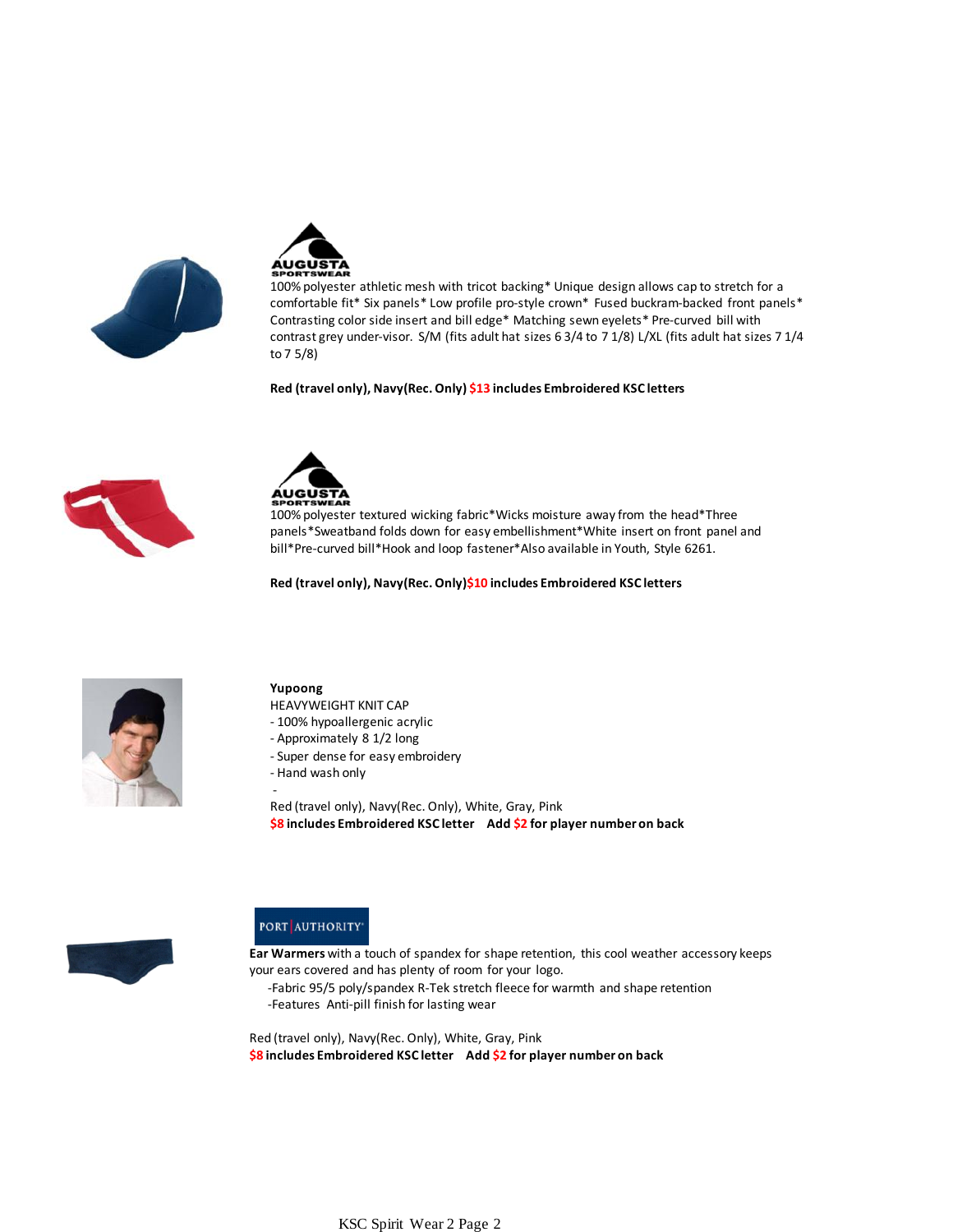AUGUSTA SPORTSWEAR

100% polyester athletic mesh with tricot backing* Unique design allows cap to stretch for a comfortable fit* Six panels* Low profile pro-style crown* Fused buckram-backed front panels* Contrasting color side insert and bill edge* Matching sewn eyelets* Pre-curved bill with contrast grey under-visor. S/M (fits adult hat sizes 6 3/4 to 7 1/8) L/XL (fits adult hat sizes 7 1/4 to 7 5/8)

**Red (travel only), Navy(Rec. Only) $13 includes Embroidered KSC letters**

AUGUSTA SPORTSWEAR

100% polyester textured wicking fabric*Wicks moisture away from the head*Three panels*Sweatband folds down for easy embellishment*White insert on front panel and bill*Pre-curved bill*Hook and loop fastener*Also available in Youth, Style 6261.

**Red (travel only), Navy(Rec. Only)$10 includes Embroidered KSC letters**

**Yupoong**

HEAVYWEIGHT KNIT CAP

- 100% hypoallergenic acrylic
- Approximately 8 1/2 long
- Super dense for easy embroidery
- Hand wash only
-

Red (travel only), Navy(Rec. Only), White, Gray, Pink

**$8 includes Embroidered KSC letter  Add $2 for player number on back**

PORT | AUTHORITY

**Ear Warmers** with a touch of spandex for shape retention, this cool weather accessory keeps your ears covered and has plenty of room for your logo.

-Fabric 95/5 poly/spandex R-Tek stretch fleece for warmth and shape retention
-Features Anti-pill finish for lasting wear

Red (travel only), Navy(Rec. Only), White, Gray, Pink

**$8 includes Embroidered KSC letter  Add $2 for player number on back**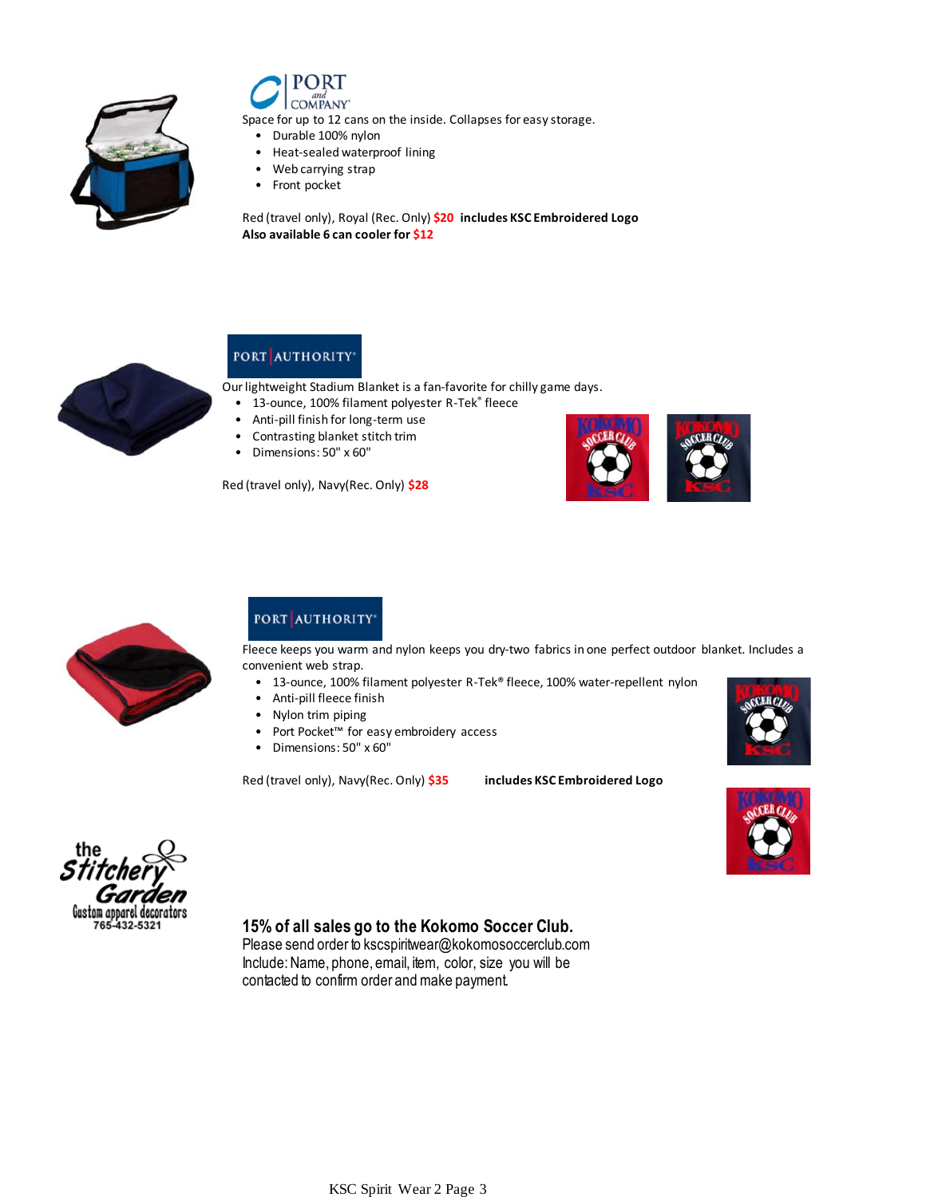PORT and COMPANY

Space for up to 12 cans on the inside. Collapses for easy storage.

- Durable 100% nylon
- Heat-sealed waterproof lining
- Web carrying strap
- Front pocket

Red (travel only), Royal (Rec. Only) **$20** **includes KSC Embroidered Logo**
**Also available 6 can cooler for $12**

PORT AUTHORITY

Our lightweight Stadium Blanket is a fan-favorite for chilly game days.

- 13-ounce, 100% filament polyester R-Tek® fleece
- Anti-pill finish for long-term use
- Contrasting blanket stitch trim
- Dimensions: 50" x 60"

Red (travel only), Navy(Rec. Only) **$28**

PORT AUTHORITY

Fleece keeps you warm and nylon keeps you dry-two fabrics in one perfect outdoor blanket. Includes a convenient web strap.

- 13-ounce, 100% filament polyester R-Tek® fleece, 100% water-repellent nylon
- Anti-pill fleece finish
- Nylon trim piping
- Port Pocket™ for easy embroidery access
- Dimensions: 50" x 60"

Red (travel only), Navy(Rec. Only) **$35** **includes KSC Embroidered Logo**

the Stitchery Garden
Custom apparel decorators
765-432-5321

**15% of all sales go to the Kokomo Soccer Club.**
Please send order to kscspiritwear@kokomosoccerclub.com
Include: Name, phone, email, item, color, size you will be contacted to confirm order and make payment.